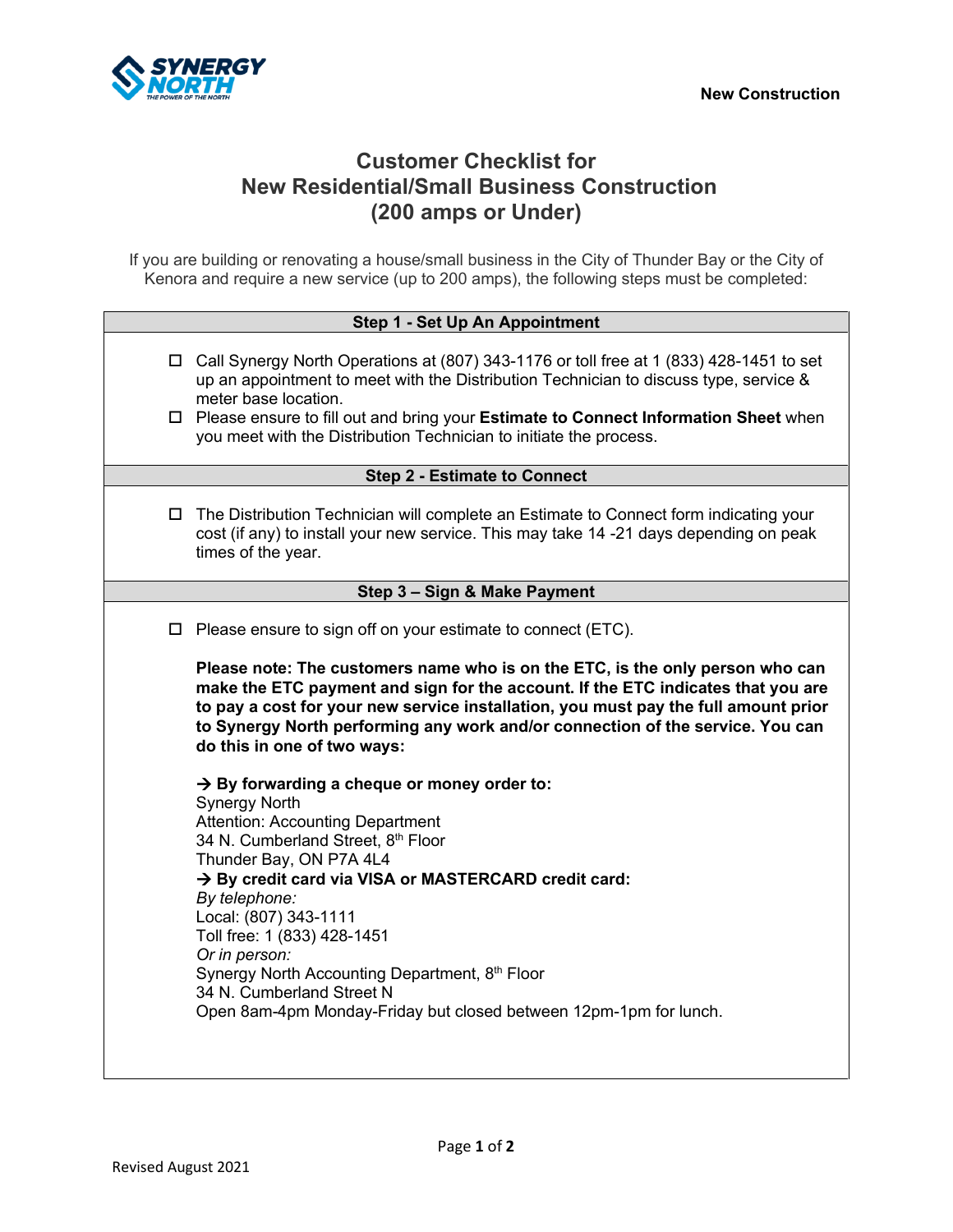New Construction

# Customer Checklist for New Residential/Small Business Construction (200 amps or Under)

If you are building or renovating a house/small business in the City of Thunder Bay or the City of Kenora and require a new service (up to 200 amps), the following steps must be completed:

## Step 1 - Set Up An Appointment

- ☐ Call Synergy North Operations at (807) 343-1176 or toll free at 1 (833) 428-1451 to set up an appointment to meet with the Distribution Technician to discuss type, service & meter base location.
- ☐ Please ensure to fill out and bring your **Estimate to Connect Information Sheet** when you meet with the Distribution Technician to initiate the process.

## Step 2 - Estimate to Connect

- ☐ The Distribution Technician will complete an Estimate to Connect form indicating your cost (if any) to install your new service. This may take 14 -21 days depending on peak times of the year.

## Step 3 – Sign & Make Payment

- ☐ Please ensure to sign off on your estimate to connect (ETC).

**Please note: The customers name who is on the ETC, is the only person who can make the ETC payment and sign for the account. If the ETC indicates that you are to pay a cost for your new service installation, you must pay the full amount prior to Synergy North performing any work and/or connection of the service. You can do this in one of two ways:**

**→ By forwarding a cheque or money order to:**
Synergy North
Attention: Accounting Department
34 N. Cumberland Street, 8th Floor
Thunder Bay, ON P7A 4L4

**→ By credit card via VISA or MASTERCARD credit card:**
*By telephone:*
Local: (807) 343-1111
Toll free: 1 (833) 428-1451
*Or in person:*
Synergy North Accounting Department, 8th Floor
34 N. Cumberland Street N
Open 8am-4pm Monday-Friday but closed between 12pm-1pm for lunch.

Revised August 2021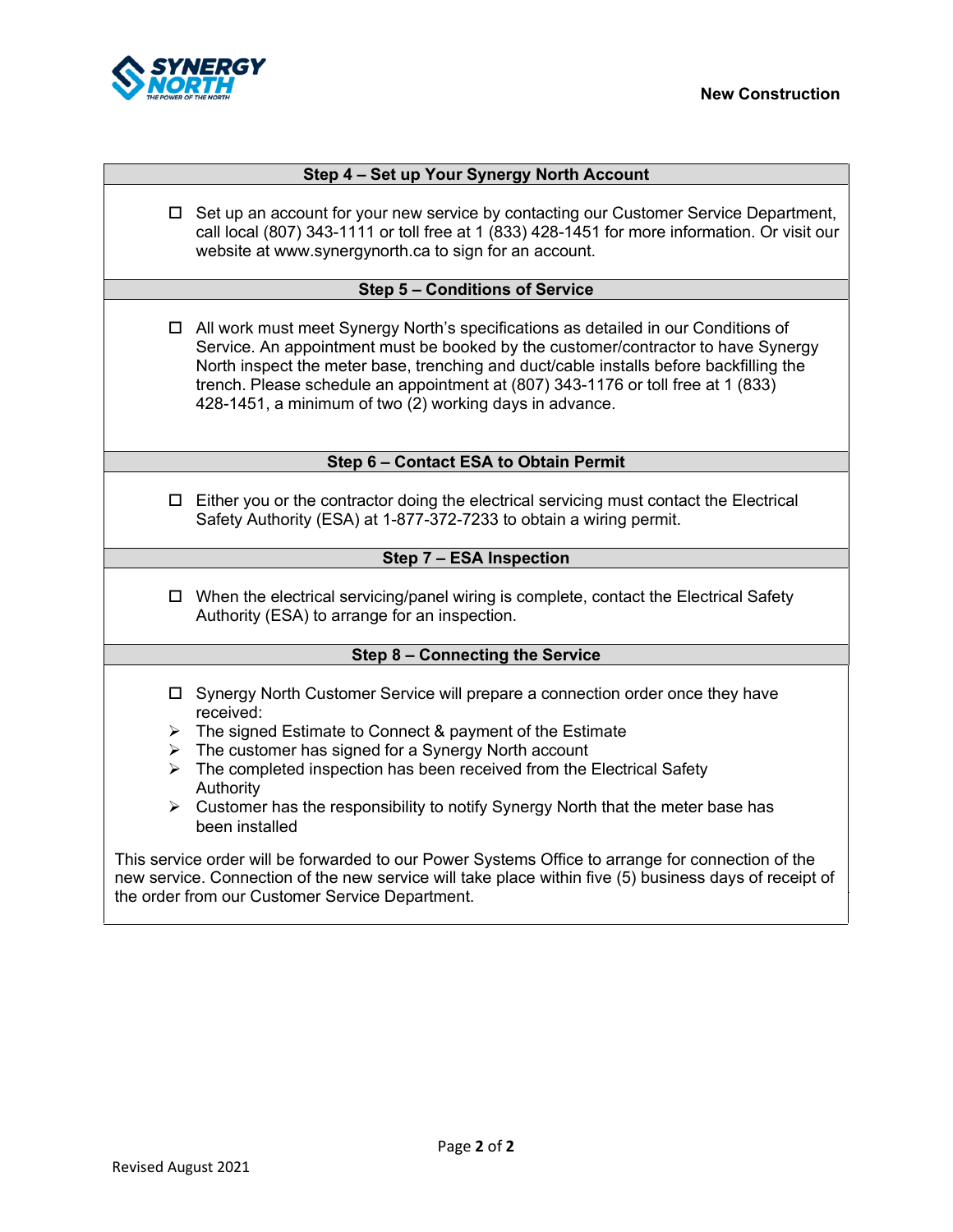## Step 4 – Set up Your Synergy North Account

- ☐ Set up an account for your new service by contacting our Customer Service Department, call local (807) 343-1111 or toll free at 1 (833) 428-1451 for more information. Or visit our website at www.synergynorth.ca to sign for an account.

## Step 5 – Conditions of Service

- ☐ All work must meet Synergy North's specifications as detailed in our Conditions of Service. An appointment must be booked by the customer/contractor to have Synergy North inspect the meter base, trenching and duct/cable installs before backfilling the trench. Please schedule an appointment at (807) 343-1176 or toll free at 1 (833) 428-1451, a minimum of two (2) working days in advance.

## Step 6 – Contact ESA to Obtain Permit

- ☐ Either you or the contractor doing the electrical servicing must contact the Electrical Safety Authority (ESA) at 1-877-372-7233 to obtain a wiring permit.

## Step 7 – ESA Inspection

- ☐ When the electrical servicing/panel wiring is complete, contact the Electrical Safety Authority (ESA) to arrange for an inspection.

## Step 8 – Connecting the Service

- ☐ Synergy North Customer Service will prepare a connection order once they have received:
  - The signed Estimate to Connect & payment of the Estimate
  - The customer has signed for a Synergy North account
  - The completed inspection has been received from the Electrical Safety Authority
  - Customer has the responsibility to notify Synergy North that the meter base has been installed

This service order will be forwarded to our Power Systems Office to arrange for connection of the new service. Connection of the new service will take place within five (5) business days of receipt of the order from our Customer Service Department.

Revised August 2021